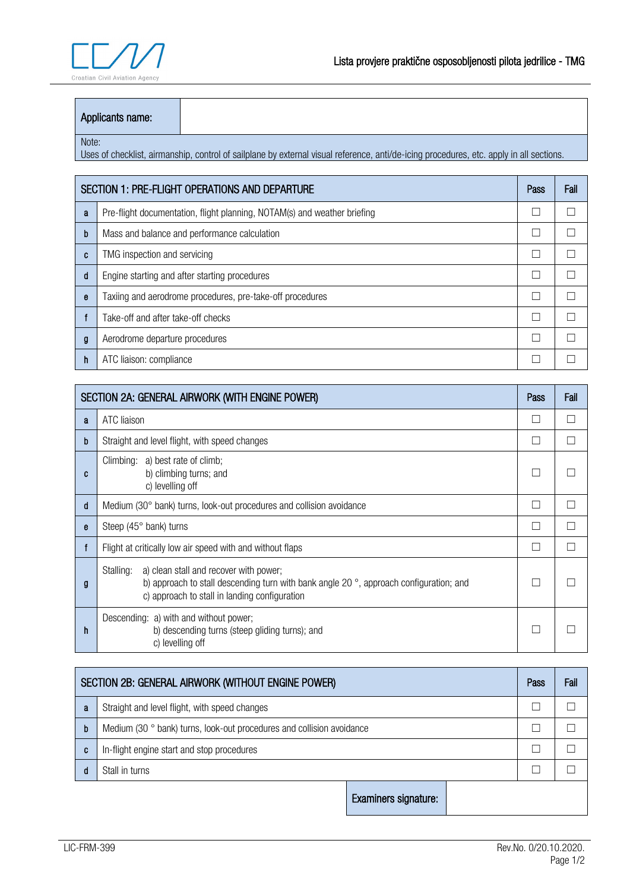# Lista provjere praktične osposobljenosti pilota jedrilice - TMG

| Applicants name: | |
|---|---|

Note:
Uses of checklist, airmanship, control of sailplane by external visual reference, anti/de-icing procedures, etc. apply in all sections.

| SECTION 1: PRE-FLIGHT OPERATIONS AND DEPARTURE | | Pass | Fail |
|---|---|---|---|
| a | Pre-flight documentation, flight planning, NOTAM(s) and weather briefing | ☐ | ☐ |
| b | Mass and balance and performance calculation | ☐ | ☐ |
| c | TMG inspection and servicing | ☐ | ☐ |
| d | Engine starting and after starting procedures | ☐ | ☐ |
| e | Taxiing and aerodrome procedures, pre-take-off procedures | ☐ | ☐ |
| f | Take-off and after take-off checks | ☐ | ☐ |
| g | Aerodrome departure procedures | ☐ | ☐ |
| h | ATC liaison: compliance | ☐ | ☐ |

| SECTION 2A: GENERAL AIRWORK (WITH ENGINE POWER) | | Pass | Fail |
|---|---|---|---|
| a | ATC liaison | ☐ | ☐ |
| b | Straight and level flight, with speed changes | ☐ | ☐ |
| c | Climbing: a) best rate of climb; b) climbing turns; and c) levelling off | ☐ | ☐ |
| d | Medium (30° bank) turns, look-out procedures and collision avoidance | ☐ | ☐ |
| e | Steep (45° bank) turns | ☐ | ☐ |
| f | Flight at critically low air speed with and without flaps | ☐ | ☐ |
| g | Stalling: a) clean stall and recover with power; b) approach to stall descending turn with bank angle 20 °, approach configuration; and c) approach to stall in landing configuration | ☐ | ☐ |
| h | Descending: a) with and without power; b) descending turns (steep gliding turns); and c) levelling off | ☐ | ☐ |

| SECTION 2B: GENERAL AIRWORK (WITHOUT ENGINE POWER) | | Pass | Fail |
|---|---|---|---|
| a | Straight and level flight, with speed changes | ☐ | ☐ |
| b | Medium (30 ° bank) turns, look-out procedures and collision avoidance | ☐ | ☐ |
| c | In-flight engine start and stop procedures | ☐ | ☐ |
| d | Stall in turns | ☐ | ☐ |

| Examiners signature: | |
|---|---|

LIC-FRM-399 Rev.No. 0/20.10.2020.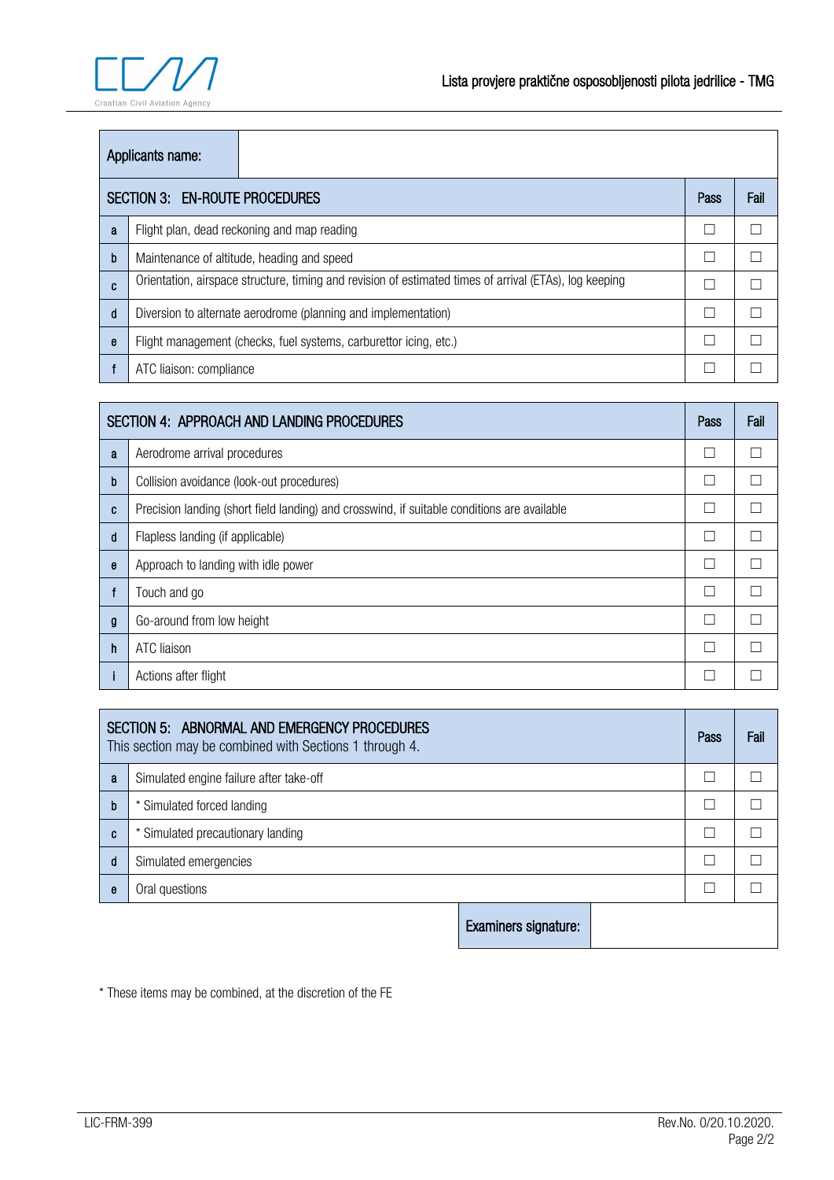| Applicants name: | | | |
|---|---|---|---|

| SECTION 3: EN-ROUTE PROCEDURES | | Pass | Fail |
|---|---|---|---|
| a | Flight plan, dead reckoning and map reading | ☐ | ☐ |
| b | Maintenance of altitude, heading and speed | ☐ | ☐ |
| c | Orientation, airspace structure, timing and revision of estimated times of arrival (ETAs), log keeping | ☐ | ☐ |
| d | Diversion to alternate aerodrome (planning and implementation) | ☐ | ☐ |
| e | Flight management (checks, fuel systems, carburettor icing, etc.) | ☐ | ☐ |
| f | ATC liaison: compliance | ☐ | ☐ |

| SECTION 4: APPROACH AND LANDING PROCEDURES | | Pass | Fail |
|---|---|---|---|
| a | Aerodrome arrival procedures | ☐ | ☐ |
| b | Collision avoidance (look-out procedures) | ☐ | ☐ |
| c | Precision landing (short field landing) and crosswind, if suitable conditions are available | ☐ | ☐ |
| d | Flapless landing (if applicable) | ☐ | ☐ |
| e | Approach to landing with idle power | ☐ | ☐ |
| f | Touch and go | ☐ | ☐ |
| g | Go-around from low height | ☐ | ☐ |
| h | ATC liaison | ☐ | ☐ |
| i | Actions after flight | ☐ | ☐ |

| SECTION 5: ABNORMAL AND EMERGENCY PROCEDURES<br>This section may be combined with Sections 1 through 4. | | Pass | Fail |
|---|---|---|---|
| a | Simulated engine failure after take-off | ☐ | ☐ |
| b | * Simulated forced landing | ☐ | ☐ |
| c | * Simulated precautionary landing | ☐ | ☐ |
| d | Simulated emergencies | ☐ | ☐ |
| e | Oral questions | ☐ | ☐ |

| Examiners signature: | |
|---|---|

* These items may be combined, at the discretion of the FE